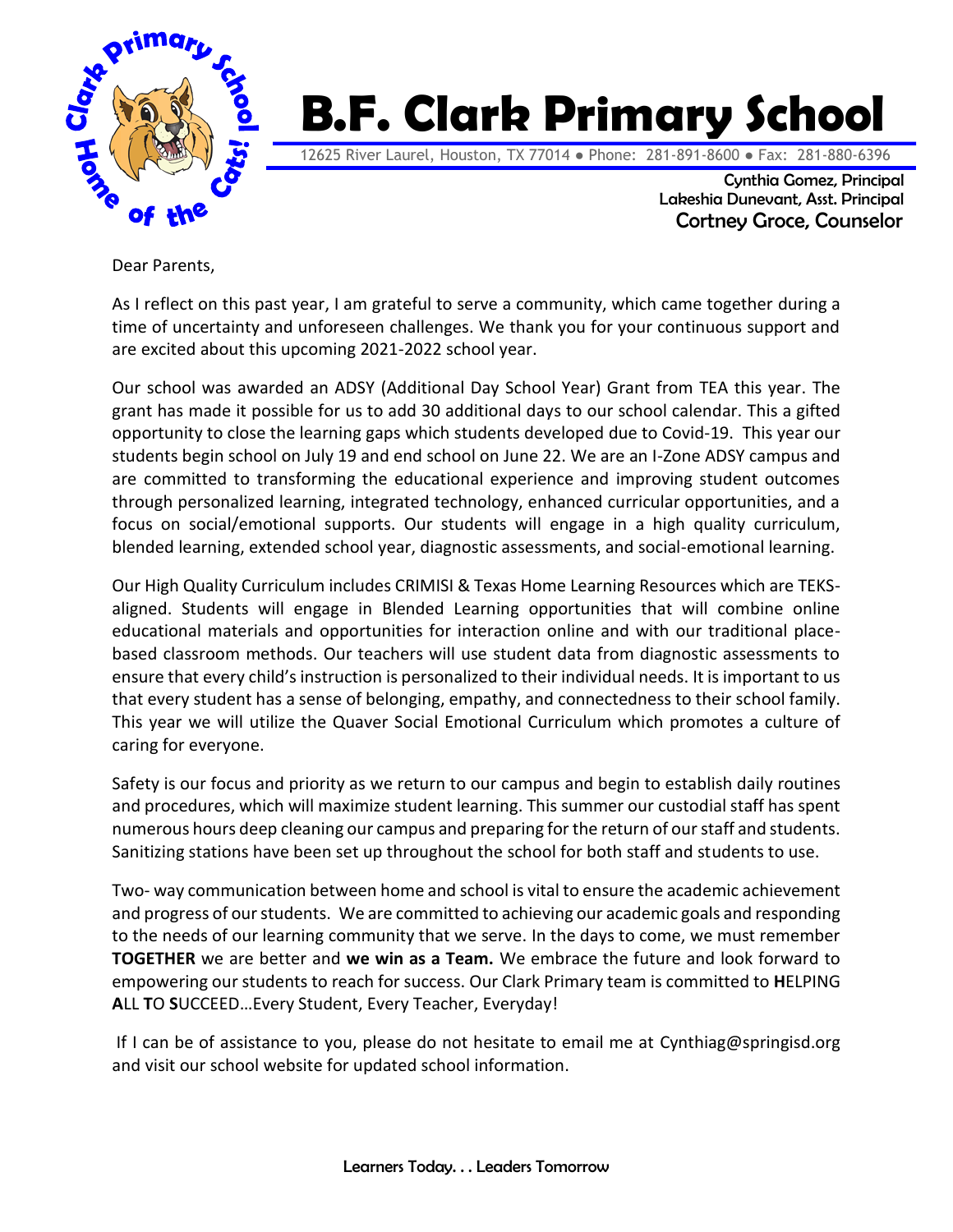// 
# B.F. Clark Primary School

12625 River Laurel, Houston, TX 77014 ● Phone: 281-891-8600 ● Fax: 281-880-6396

Cynthia Gomez, Principal
Lakeshia Dunevant, Asst. Principal
Cortney Groce, Counselor

Dear Parents,

As I reflect on this past year, I am grateful to serve a community, which came together during a time of uncertainty and unforeseen challenges. We thank you for your continuous support and are excited about this upcoming 2021-2022 school year.

Our school was awarded an ADSY (Additional Day School Year) Grant from TEA this year. The grant has made it possible for us to add 30 additional days to our school calendar. This a gifted opportunity to close the learning gaps which students developed due to Covid-19. This year our students begin school on July 19 and end school on June 22. We are an I-Zone ADSY campus and are committed to transforming the educational experience and improving student outcomes through personalized learning, integrated technology, enhanced curricular opportunities, and a focus on social/emotional supports. Our students will engage in a high quality curriculum, blended learning, extended school year, diagnostic assessments, and social-emotional learning.

Our High Quality Curriculum includes CRIMISI & Texas Home Learning Resources which are TEKS-aligned. Students will engage in Blended Learning opportunities that will combine online educational materials and opportunities for interaction online and with our traditional place-based classroom methods. Our teachers will use student data from diagnostic assessments to ensure that every child's instruction is personalized to their individual needs. It is important to us that every student has a sense of belonging, empathy, and connectedness to their school family. This year we will utilize the Quaver Social Emotional Curriculum which promotes a culture of caring for everyone.

Safety is our focus and priority as we return to our campus and begin to establish daily routines and procedures, which will maximize student learning. This summer our custodial staff has spent numerous hours deep cleaning our campus and preparing for the return of our staff and students. Sanitizing stations have been set up throughout the school for both staff and students to use.

Two- way communication between home and school is vital to ensure the academic achievement and progress of our students. We are committed to achieving our academic goals and responding to the needs of our learning community that we serve. In the days to come, we must remember **TOGETHER** we are better and **we win as a Team.** We embrace the future and look forward to empowering our students to reach for success. Our Clark Primary team is committed to **H**ELPING **A**LL **T**O **S**UCCEED…Every Student, Every Teacher, Everyday!

If I can be of assistance to you, please do not hesitate to email me at Cynthiag@springisd.org and visit our school website for updated school information.

Learners Today. . . Leaders Tomorrow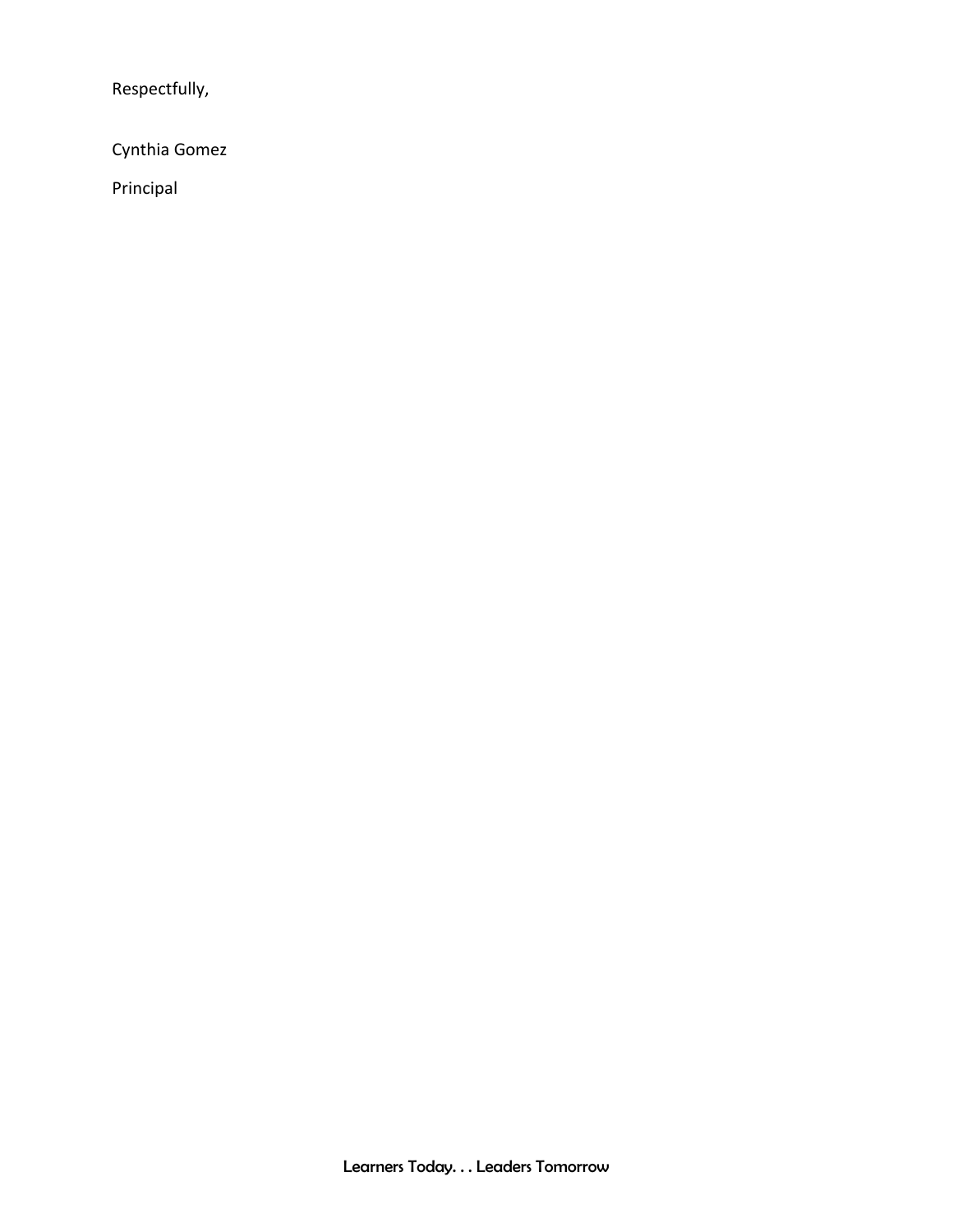Respectfully,

Cynthia Gomez

Principal